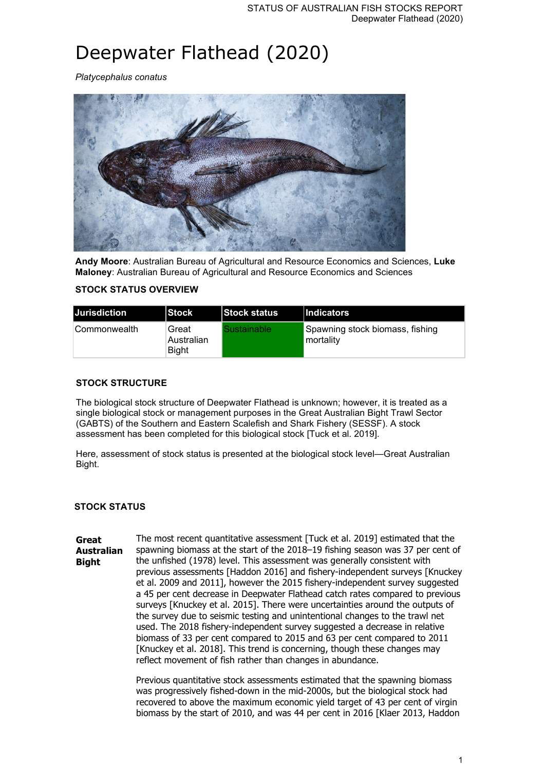# Deepwater Flathead (2020)

*Platycephalus conatus*

**Andy Moore**: Australian Bureau of Agricultural and Resource Economics and Sciences, **Luke Maloney**: Australian Bureau of Agricultural and Resource Economics and Sciences

## STOCK STATUS OVERVIEW

| Jurisdiction | Stock | Stock status | Indicators |
| --- | --- | --- | --- |
| Commonwealth | Great Australian Bight | Sustainable | Spawning stock biomass, fishing mortality |

## STOCK STRUCTURE

The biological stock structure of Deepwater Flathead is unknown; however, it is treated as a single biological stock or management purposes in the Great Australian Bight Trawl Sector (GABTS) of the Southern and Eastern Scalefish and Shark Fishery (SESSF). A stock assessment has been completed for this biological stock [Tuck et al. 2019].

Here, assessment of stock status is presented at the biological stock level—Great Australian Bight.

## STOCK STATUS

**Great Australian Bight**

The most recent quantitative assessment [Tuck et al. 2019] estimated that the spawning biomass at the start of the 2018–19 fishing season was 37 per cent of the unfished (1978) level. This assessment was generally consistent with previous assessments [Haddon 2016] and fishery-independent surveys [Knuckey et al. 2009 and 2011], however the 2015 fishery-independent survey suggested a 45 per cent decrease in Deepwater Flathead catch rates compared to previous surveys [Knuckey et al. 2015]. There were uncertainties around the outputs of the survey due to seismic testing and unintentional changes to the trawl net used. The 2018 fishery-independent survey suggested a decrease in relative biomass of 33 per cent compared to 2015 and 63 per cent compared to 2011 [Knuckey et al. 2018]. This trend is concerning, though these changes may reflect movement of fish rather than changes in abundance.

Previous quantitative stock assessments estimated that the spawning biomass was progressively fished-down in the mid-2000s, but the biological stock had recovered to above the maximum economic yield target of 43 per cent of virgin biomass by the start of 2010, and was 44 per cent in 2016 [Klaer 2013, Haddon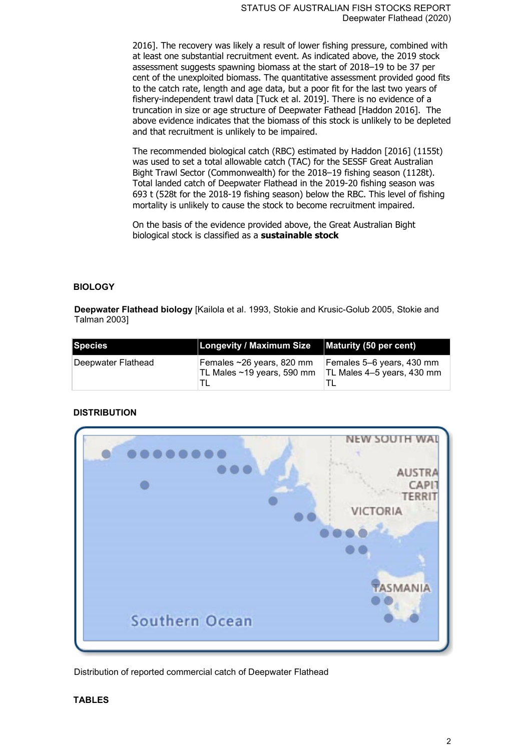2016]. The recovery was likely a result of lower fishing pressure, combined with at least one substantial recruitment event. As indicated above, the 2019 stock assessment suggests spawning biomass at the start of 2018–19 to be 37 per cent of the unexploited biomass. The quantitative assessment provided good fits to the catch rate, length and age data, but a poor fit for the last two years of fishery-independent trawl data [Tuck et al. 2019]. There is no evidence of a truncation in size or age structure of Deepwater Fathead [Haddon 2016]. The above evidence indicates that the biomass of this stock is unlikely to be depleted and that recruitment is unlikely to be impaired.

The recommended biological catch (RBC) estimated by Haddon [2016] (1155t) was used to set a total allowable catch (TAC) for the SESSF Great Australian Bight Trawl Sector (Commonwealth) for the 2018–19 fishing season (1128t). Total landed catch of Deepwater Flathead in the 2019-20 fishing season was 693 t (528t for the 2018-19 fishing season) below the RBC. This level of fishing mortality is unlikely to cause the stock to become recruitment impaired.

On the basis of the evidence provided above, the Great Australian Bight biological stock is classified as a **sustainable stock**

## BIOLOGY

**Deepwater Flathead biology** [Kailola et al. 1993, Stokie and Krusic-Golub 2005, Stokie and Talman 2003]

| Species | Longevity / Maximum Size | Maturity (50 per cent) |
|---|---|---|
| Deepwater Flathead | Females ~26 years, 820 mm TL Males ~19 years, 590 mm TL | Females 5–6 years, 430 mm TL Males 4–5 years, 430 mm TL |

## DISTRIBUTION

Distribution of reported commercial catch of Deepwater Flathead

## TABLES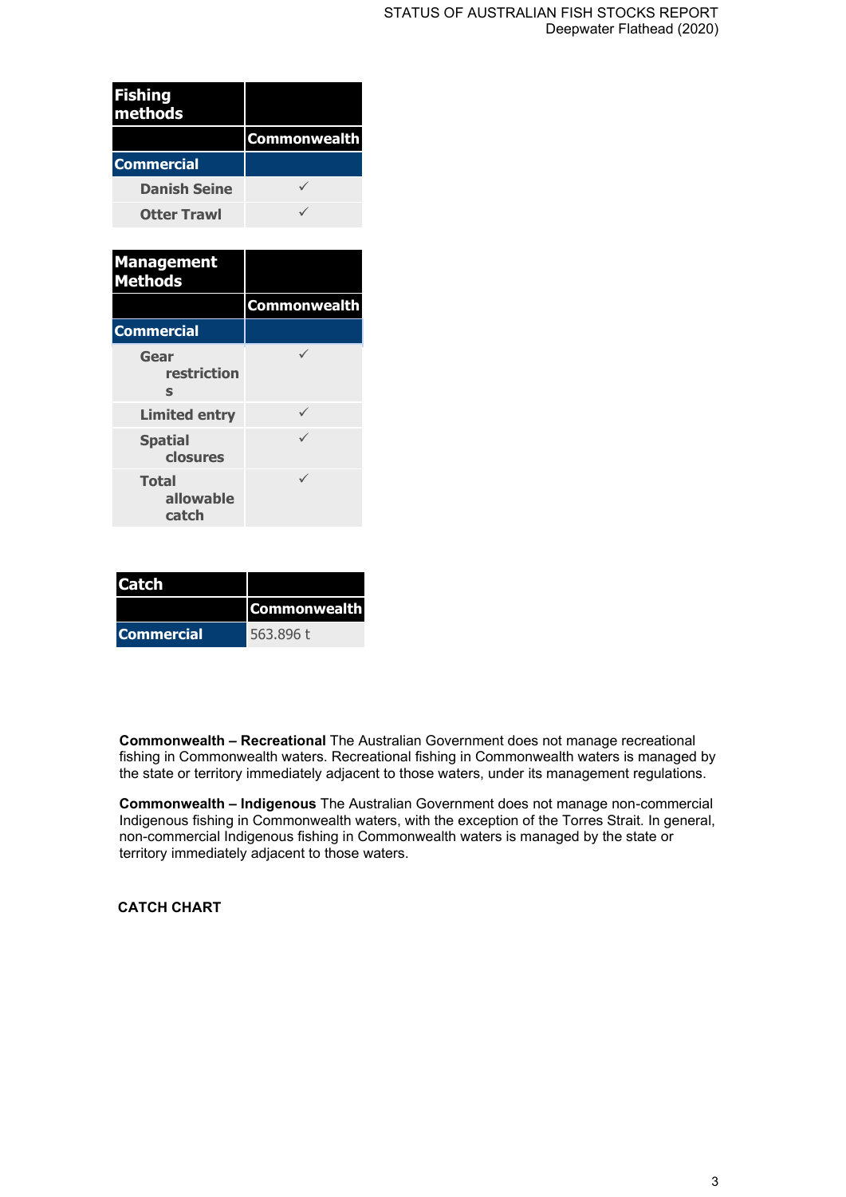| Fishing methods | |
|---|---|
| | Commonwealth |
| Commercial | |
| Danish Seine | ✓ |
| Otter Trawl | ✓ |

| Management Methods | |
|---|---|
| | Commonwealth |
| Commercial | |
| Gear restrictions | ✓ |
| Limited entry | ✓ |
| Spatial closures | ✓ |
| Total allowable catch | ✓ |

| Catch | |
|---|---|
| | Commonwealth |
| Commercial | 563.896 t |

**Commonwealth – Recreational** The Australian Government does not manage recreational fishing in Commonwealth waters. Recreational fishing in Commonwealth waters is managed by the state or territory immediately adjacent to those waters, under its management regulations.

**Commonwealth – Indigenous** The Australian Government does not manage non-commercial Indigenous fishing in Commonwealth waters, with the exception of the Torres Strait. In general, non-commercial Indigenous fishing in Commonwealth waters is managed by the state or territory immediately adjacent to those waters.

**CATCH CHART**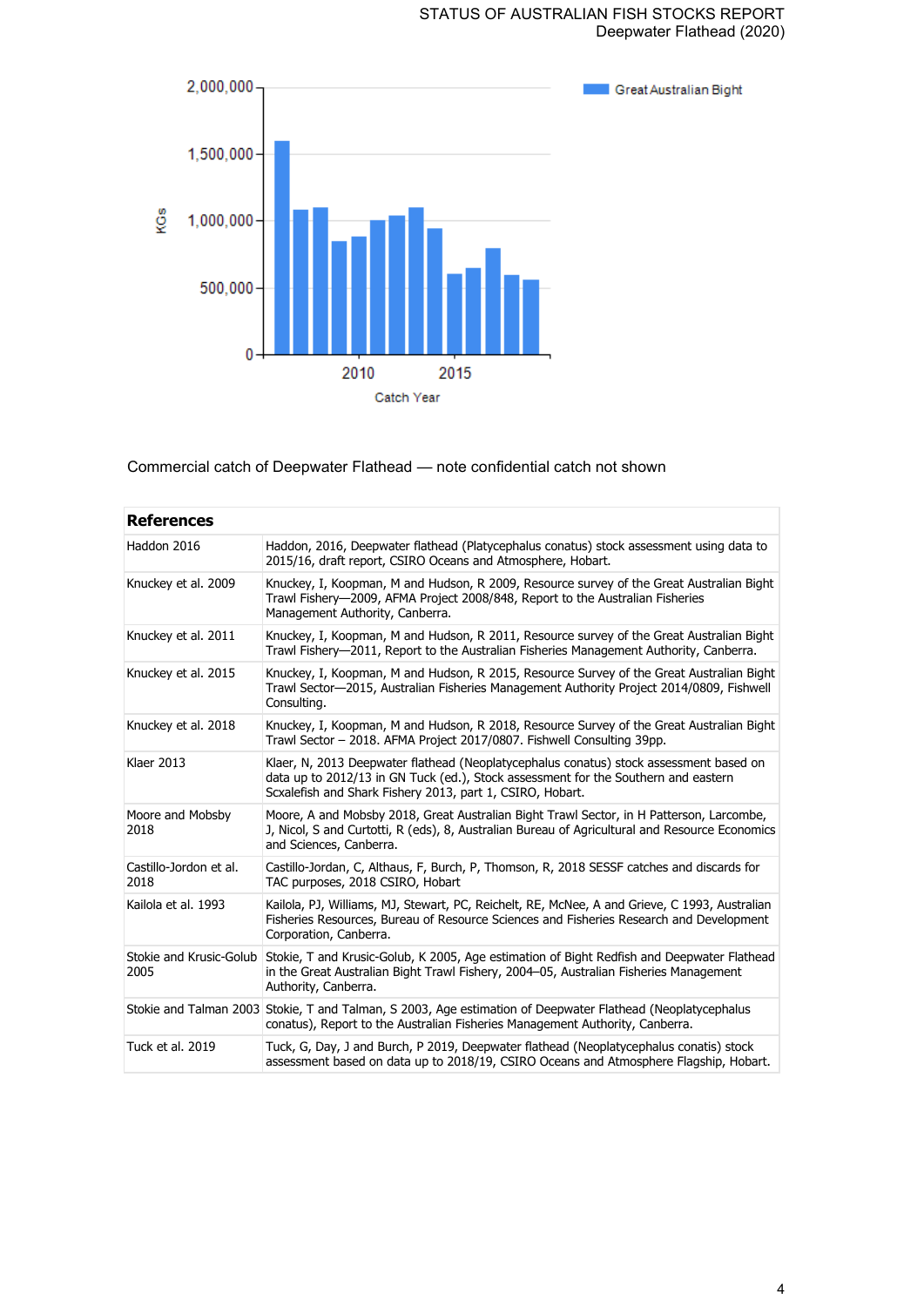2,000,000
1,500,000
1,000,000
500,000
0
KGs
2010
2015
Catch Year
Great Australian Bight

Commercial catch of Deepwater Flathead — note confidential catch not shown

## References

| | |
|---|---|
| Haddon 2016 | Haddon, 2016, Deepwater flathead (Platycephalus conatus) stock assessment using data to 2015/16, draft report, CSIRO Oceans and Atmosphere, Hobart. |
| Knuckey et al. 2009 | Knuckey, I, Koopman, M and Hudson, R 2009, Resource survey of the Great Australian Bight Trawl Fishery—2009, AFMA Project 2008/848, Report to the Australian Fisheries Management Authority, Canberra. |
| Knuckey et al. 2011 | Knuckey, I, Koopman, M and Hudson, R 2011, Resource survey of the Great Australian Bight Trawl Fishery—2011, Report to the Australian Fisheries Management Authority, Canberra. |
| Knuckey et al. 2015 | Knuckey, I, Koopman, M and Hudson, R 2015, Resource Survey of the Great Australian Bight Trawl Sector—2015, Australian Fisheries Management Authority Project 2014/0809, Fishwell Consulting. |
| Knuckey et al. 2018 | Knuckey, I, Koopman, M and Hudson, R 2018, Resource Survey of the Great Australian Bight Trawl Sector – 2018. AFMA Project 2017/0807. Fishwell Consulting 39pp. |
| Klaer 2013 | Klaer, N, 2013 Deepwater flathead (Neoplatycephalus conatus) stock assessment based on data up to 2012/13 in GN Tuck (ed.), Stock assessment for the Southern and eastern Scxalefish and Shark Fishery 2013, part 1, CSIRO, Hobart. |
| Moore and Mobsby 2018 | Moore, A and Mobsby 2018, Great Australian Bight Trawl Sector, in H Patterson, Larcombe, J, Nicol, S and Curtotti, R (eds), 8, Australian Bureau of Agricultural and Resource Economics and Sciences, Canberra. |
| Castillo-Jordon et al. 2018 | Castillo-Jordan, C, Althaus, F, Burch, P, Thomson, R, 2018 SESSF catches and discards for TAC purposes, 2018 CSIRO, Hobart |
| Kailola et al. 1993 | Kailola, PJ, Williams, MJ, Stewart, PC, Reichelt, RE, McNee, A and Grieve, C 1993, Australian Fisheries Resources, Bureau of Resource Sciences and Fisheries Research and Development Corporation, Canberra. |
| Stokie and Krusic-Golub 2005 | Stokie, T and Krusic-Golub, K 2005, Age estimation of Bight Redfish and Deepwater Flathead in the Great Australian Bight Trawl Fishery, 2004–05, Australian Fisheries Management Authority, Canberra. |
| Stokie and Talman 2003 | Stokie, T and Talman, S 2003, Age estimation of Deepwater Flathead (Neoplatycephalus conatus), Report to the Australian Fisheries Management Authority, Canberra. |
| Tuck et al. 2019 | Tuck, G, Day, J and Burch, P 2019, Deepwater flathead (Neoplatycephalus conatis) stock assessment based on data up to 2018/19, CSIRO Oceans and Atmosphere Flagship, Hobart. |